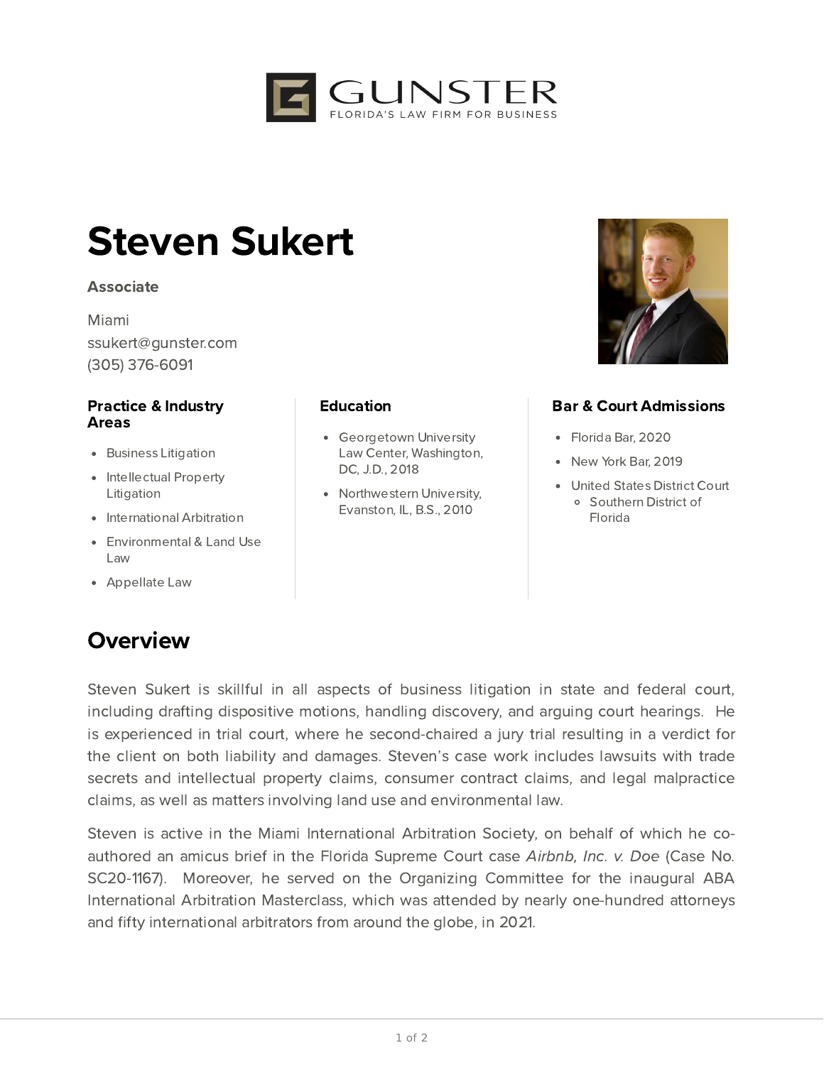GUNSTER
FLORIDA'S LAW FIRM FOR BUSINESS

# Steven Sukert

**Associate**

Miami
ssukert@gunster.com
(305) 376-6091

### Practice & Industry Areas

- Business Litigation
- Intellectual Property Litigation
- International Arbitration
- Environmental & Land Use Law
- Appellate Law

### Education

- Georgetown University Law Center, Washington, DC, J.D., 2018
- Northwestern University, Evanston, IL, B.S., 2010

### Bar & Court Admissions

- Florida Bar, 2020
- New York Bar, 2019
- United States District Court
  - Southern District of Florida

## Overview

Steven Sukert is skillful in all aspects of business litigation in state and federal court, including drafting dispositive motions, handling discovery, and arguing court hearings. He is experienced in trial court, where he second-chaired a jury trial resulting in a verdict for the client on both liability and damages. Steven's case work includes lawsuits with trade secrets and intellectual property claims, consumer contract claims, and legal malpractice claims, as well as matters involving land use and environmental law.

Steven is active in the Miami International Arbitration Society, on behalf of which he co-authored an amicus brief in the Florida Supreme Court case *Airbnb, Inc. v. Doe* (Case No. SC20-1167). Moreover, he served on the Organizing Committee for the inaugural ABA International Arbitration Masterclass, which was attended by nearly one-hundred attorneys and fifty international arbitrators from around the globe, in 2021.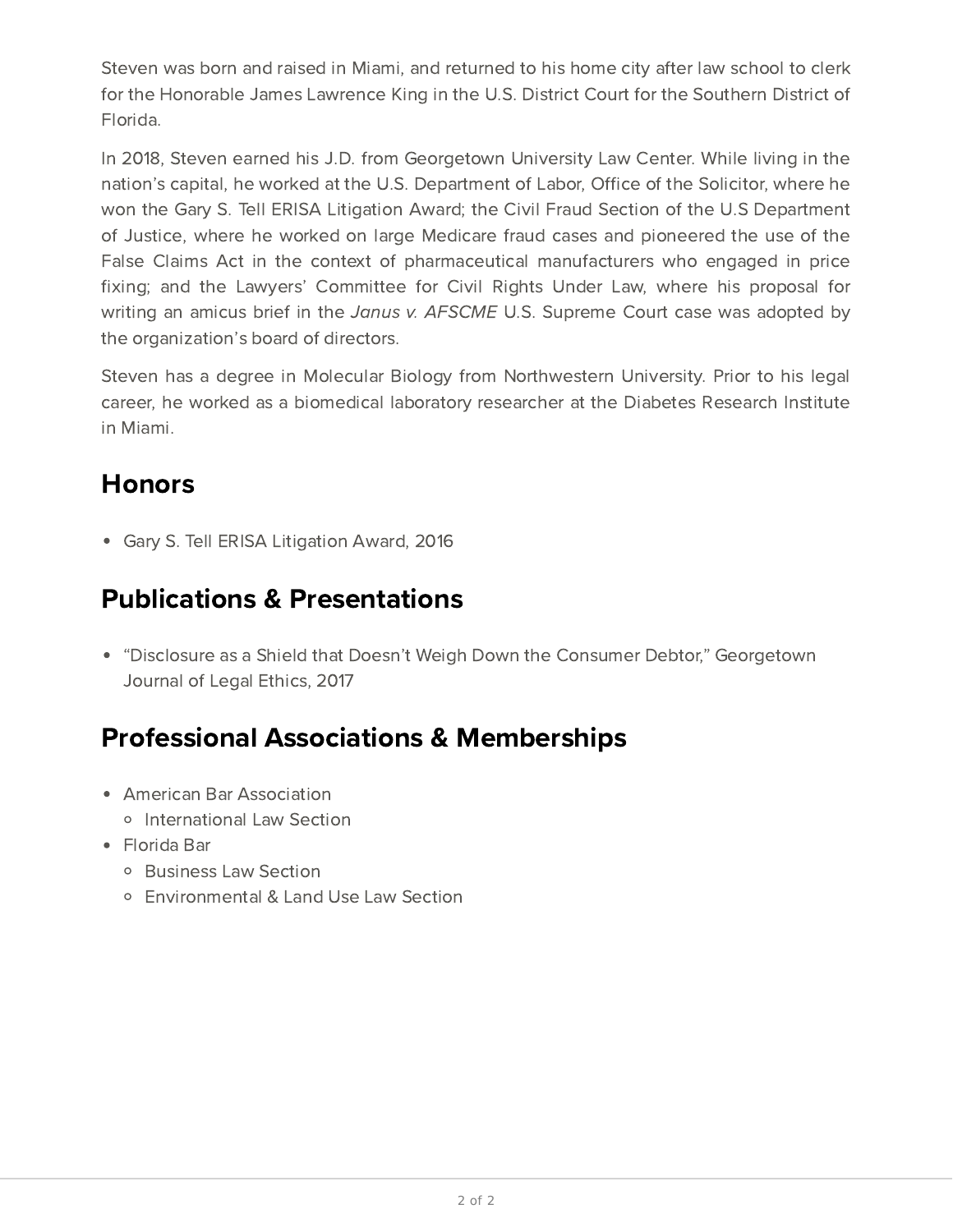Steven was born and raised in Miami, and returned to his home city after law school to clerk for the Honorable James Lawrence King in the U.S. District Court for the Southern District of Florida.

In 2018, Steven earned his J.D. from Georgetown University Law Center. While living in the nation's capital, he worked at the U.S. Department of Labor, Office of the Solicitor, where he won the Gary S. Tell ERISA Litigation Award; the Civil Fraud Section of the U.S Department of Justice, where he worked on large Medicare fraud cases and pioneered the use of the False Claims Act in the context of pharmaceutical manufacturers who engaged in price fixing; and the Lawyers' Committee for Civil Rights Under Law, where his proposal for writing an amicus brief in the *Janus v. AFSCME* U.S. Supreme Court case was adopted by the organization's board of directors.

Steven has a degree in Molecular Biology from Northwestern University. Prior to his legal career, he worked as a biomedical laboratory researcher at the Diabetes Research Institute in Miami.

## Honors

- Gary S. Tell ERISA Litigation Award, 2016

## Publications & Presentations

- "Disclosure as a Shield that Doesn't Weigh Down the Consumer Debtor," Georgetown Journal of Legal Ethics, 2017

## Professional Associations & Memberships

- American Bar Association
  - International Law Section
- Florida Bar
  - Business Law Section
  - Environmental & Land Use Law Section